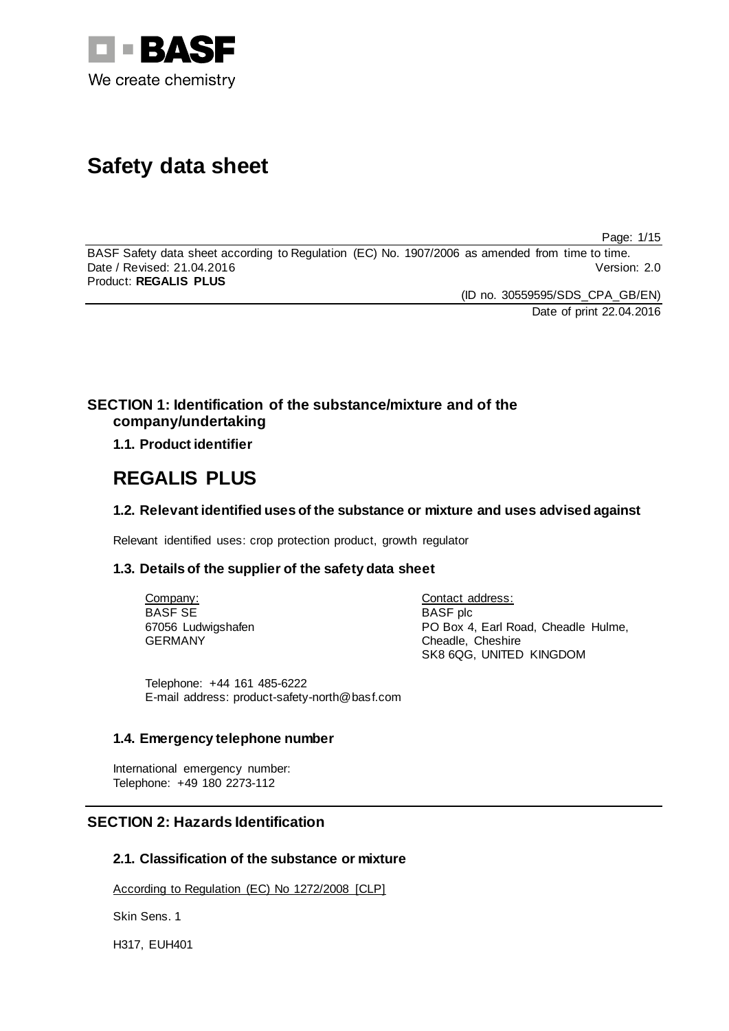BASF
We create chemistry

# Safety data sheet

BASF Safety data sheet according to Regulation (EC) No. 1907/2006 as amended from time to time.
Date / Revised: 21.04.2016 Version: 2.0
Product: **REGALIS PLUS**

(ID no. 30559595/SDS_CPA_GB/EN)
Date of print 22.04.2016

## SECTION 1: Identification of the substance/mixture and of the company/undertaking

### 1.1. Product identifier

# REGALIS PLUS

### 1.2. Relevant identified uses of the substance or mixture and uses advised against

Relevant identified uses: crop protection product, growth regulator

### 1.3. Details of the supplier of the safety data sheet

Company:
BASF SE
67056 Ludwigshafen
GERMANY

Contact address:
BASF plc
PO Box 4, Earl Road, Cheadle Hulme,
Cheadle, Cheshire
SK8 6QG, UNITED KINGDOM

Telephone: +44 161 485-6222
E-mail address: product-safety-north@basf.com

### 1.4. Emergency telephone number

International emergency number:
Telephone: +49 180 2273-112

## SECTION 2: Hazards Identification

### 2.1. Classification of the substance or mixture

According to Regulation (EC) No 1272/2008 [CLP]

Skin Sens. 1

H317, EUH401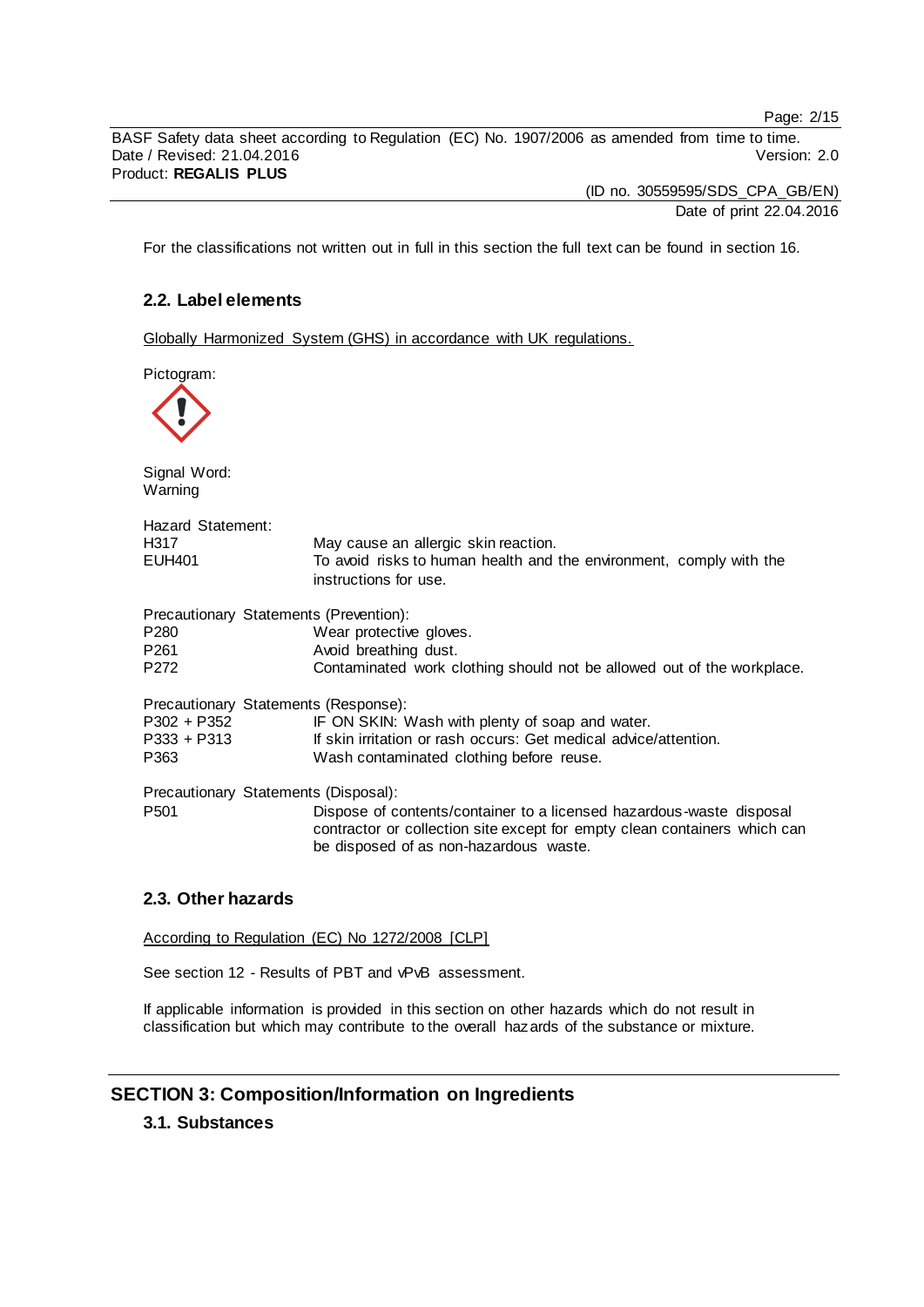For the classifications not written out in full in this section the full text can be found in section 16.

### 2.2. Label elements

Globally Harmonized System (GHS) in accordance with UK regulations.

Pictogram:

Signal Word:
Warning

Hazard Statement:

| | |
|---|---|
| H317 | May cause an allergic skin reaction. |
| EUH401 | To avoid risks to human health and the environment, comply with the instructions for use. |

Precautionary Statements (Prevention):

| | |
|---|---|
| P280 | Wear protective gloves. |
| P261 | Avoid breathing dust. |
| P272 | Contaminated work clothing should not be allowed out of the workplace. |

Precautionary Statements (Response):

| | |
|---|---|
| P302 + P352 | IF ON SKIN: Wash with plenty of soap and water. |
| P333 + P313 | If skin irritation or rash occurs: Get medical advice/attention. |
| P363 | Wash contaminated clothing before reuse. |

Precautionary Statements (Disposal):

| | |
|---|---|
| P501 | Dispose of contents/container to a licensed hazardous-waste disposal contractor or collection site except for empty clean containers which can be disposed of as non-hazardous waste. |

### 2.3. Other hazards

According to Regulation (EC) No 1272/2008 [CLP]

See section 12 - Results of PBT and vPvB assessment.

If applicable information is provided in this section on other hazards which do not result in classification but which may contribute to the overall hazards of the substance or mixture.

## SECTION 3: Composition/Information on Ingredients

### 3.1. Substances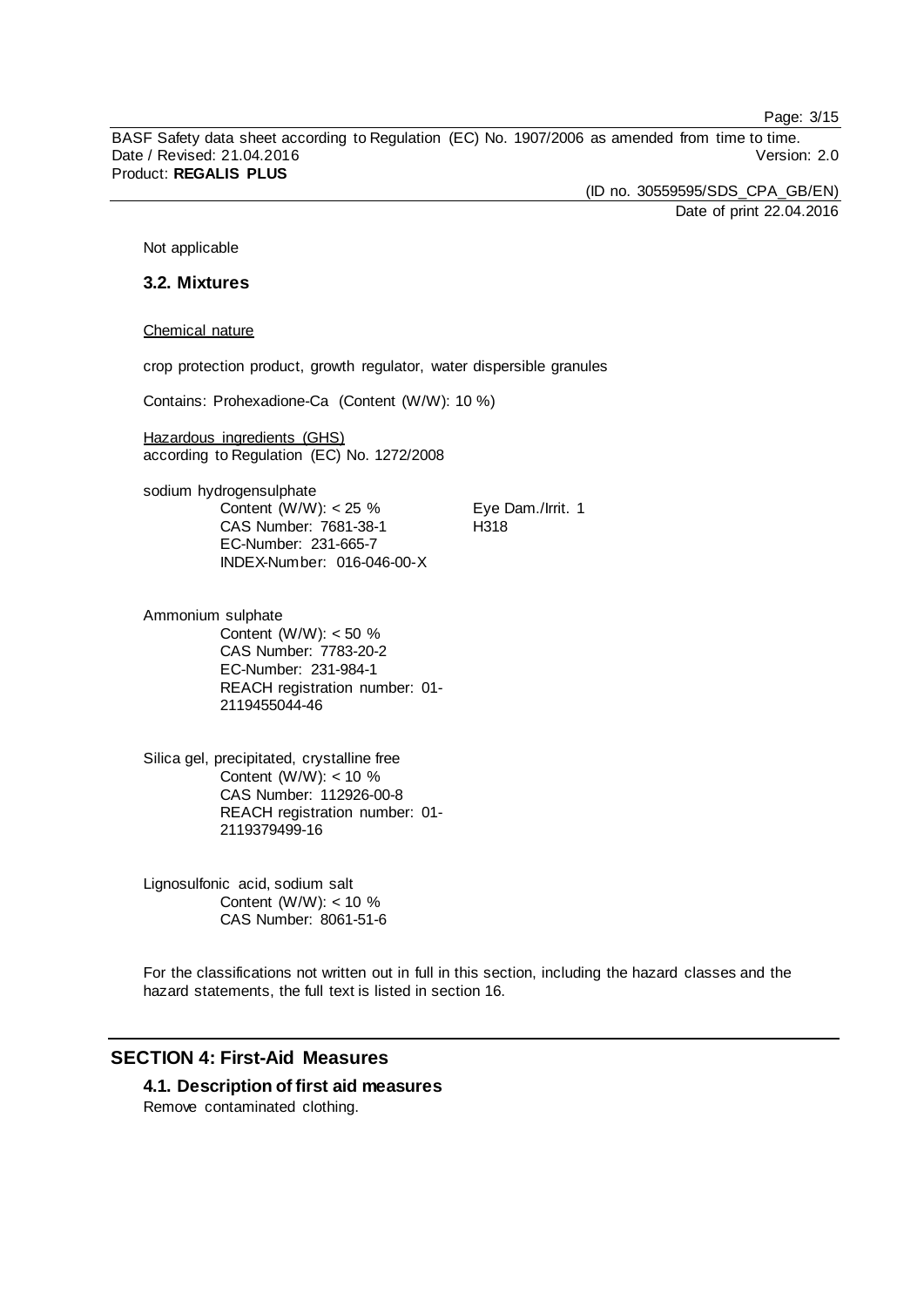Not applicable

### 3.2. Mixtures

Chemical nature

crop protection product, growth regulator, water dispersible granules

Contains: Prohexadione-Ca (Content (W/W): 10 %)

Hazardous ingredients (GHS)
according to Regulation (EC) No. 1272/2008

sodium hydrogensulphate

| | |
|---|---|
| Content (W/W): < 25 % | Eye Dam./Irrit. 1 |
| CAS Number: 7681-38-1 | H318 |
| EC-Number: 231-665-7 | |
| INDEX-Number: 016-046-00-X | |

Ammonium sulphate

Content (W/W): < 50 %
CAS Number: 7783-20-2
EC-Number: 231-984-1
REACH registration number: 01-2119455044-46

Silica gel, precipitated, crystalline free

Content (W/W): < 10 %
CAS Number: 112926-00-8
REACH registration number: 01-2119379499-16

Lignosulfonic acid, sodium salt

Content (W/W): < 10 %
CAS Number: 8061-51-6

For the classifications not written out in full in this section, including the hazard classes and the hazard statements, the full text is listed in section 16.

## SECTION 4: First-Aid Measures

### 4.1. Description of first aid measures

Remove contaminated clothing.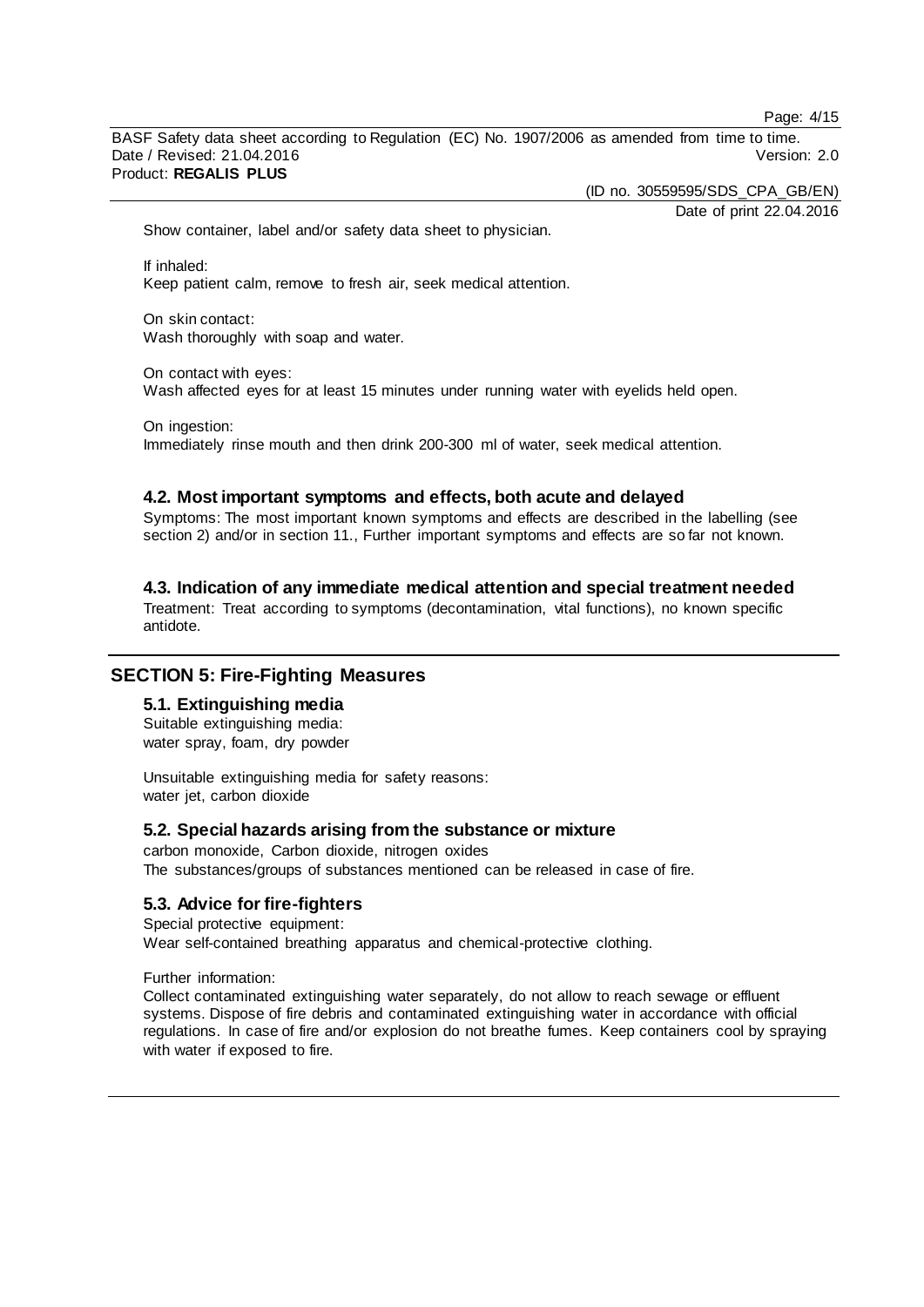Show container, label and/or safety data sheet to physician.

If inhaled:
Keep patient calm, remove to fresh air, seek medical attention.

On skin contact:
Wash thoroughly with soap and water.

On contact with eyes:
Wash affected eyes for at least 15 minutes under running water with eyelids held open.

On ingestion:
Immediately rinse mouth and then drink 200-300 ml of water, seek medical attention.

### 4.2. Most important symptoms and effects, both acute and delayed

Symptoms: The most important known symptoms and effects are described in the labelling (see section 2) and/or in section 11., Further important symptoms and effects are so far not known.

### 4.3. Indication of any immediate medical attention and special treatment needed

Treatment: Treat according to symptoms (decontamination, vital functions), no known specific antidote.

## SECTION 5: Fire-Fighting Measures

### 5.1. Extinguishing media

Suitable extinguishing media:
water spray, foam, dry powder

Unsuitable extinguishing media for safety reasons:
water jet, carbon dioxide

### 5.2. Special hazards arising from the substance or mixture

carbon monoxide, Carbon dioxide, nitrogen oxides
The substances/groups of substances mentioned can be released in case of fire.

### 5.3. Advice for fire-fighters

Special protective equipment:
Wear self-contained breathing apparatus and chemical-protective clothing.

Further information:
Collect contaminated extinguishing water separately, do not allow to reach sewage or effluent systems. Dispose of fire debris and contaminated extinguishing water in accordance with official regulations. In case of fire and/or explosion do not breathe fumes. Keep containers cool by spraying with water if exposed to fire.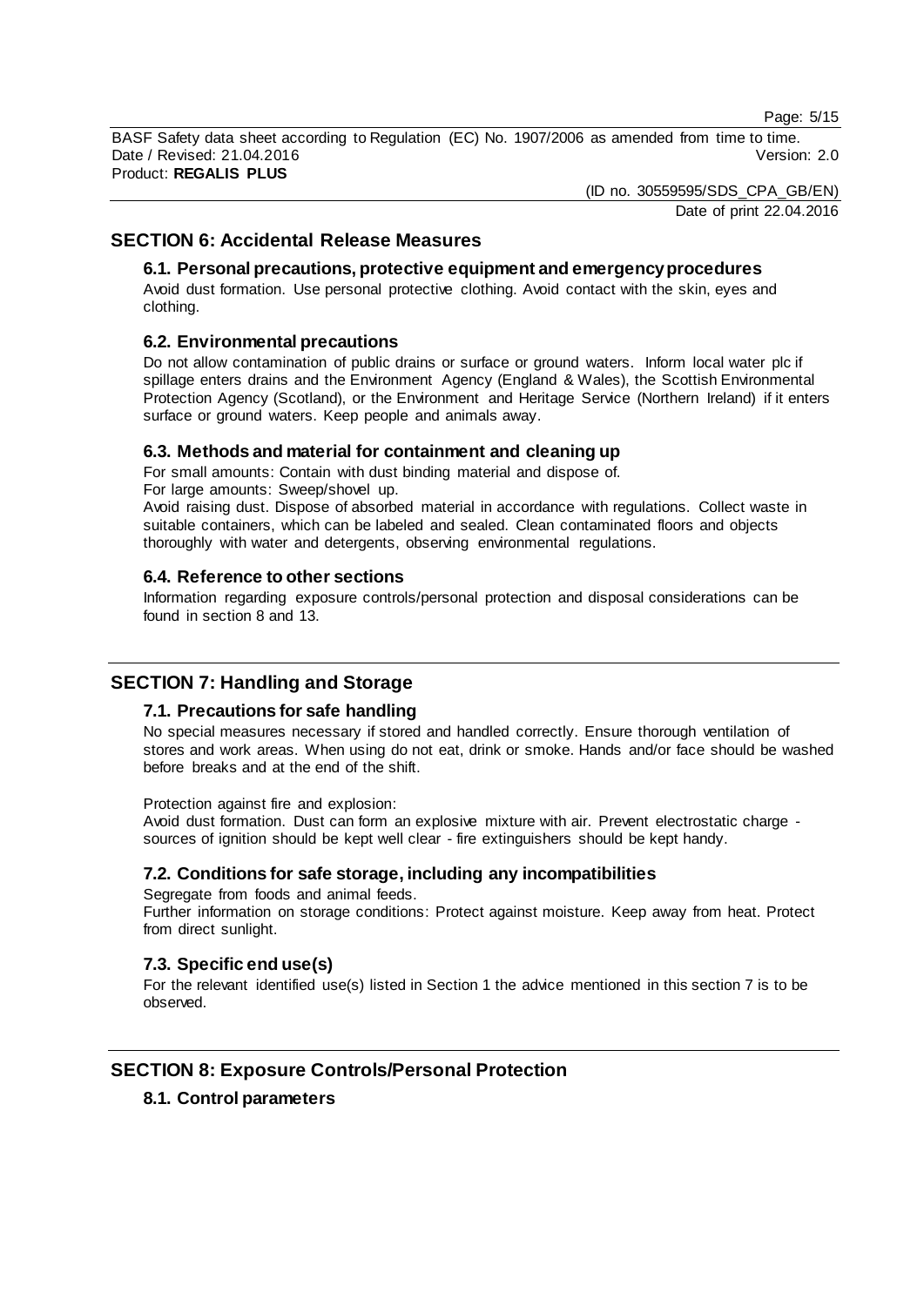## SECTION 6: Accidental Release Measures

### 6.1. Personal precautions, protective equipment and emergency procedures

Avoid dust formation. Use personal protective clothing. Avoid contact with the skin, eyes and clothing.

### 6.2. Environmental precautions

Do not allow contamination of public drains or surface or ground waters. Inform local water plc if spillage enters drains and the Environment Agency (England & Wales), the Scottish Environmental Protection Agency (Scotland), or the Environment and Heritage Service (Northern Ireland) if it enters surface or ground waters. Keep people and animals away.

### 6.3. Methods and material for containment and cleaning up

For small amounts: Contain with dust binding material and dispose of.
For large amounts: Sweep/shovel up.
Avoid raising dust. Dispose of absorbed material in accordance with regulations. Collect waste in suitable containers, which can be labeled and sealed. Clean contaminated floors and objects thoroughly with water and detergents, observing environmental regulations.

### 6.4. Reference to other sections

Information regarding exposure controls/personal protection and disposal considerations can be found in section 8 and 13.

## SECTION 7: Handling and Storage

### 7.1. Precautions for safe handling

No special measures necessary if stored and handled correctly. Ensure thorough ventilation of stores and work areas. When using do not eat, drink or smoke. Hands and/or face should be washed before breaks and at the end of the shift.

Protection against fire and explosion:
Avoid dust formation. Dust can form an explosive mixture with air. Prevent electrostatic charge - sources of ignition should be kept well clear - fire extinguishers should be kept handy.

### 7.2. Conditions for safe storage, including any incompatibilities

Segregate from foods and animal feeds.
Further information on storage conditions: Protect against moisture. Keep away from heat. Protect from direct sunlight.

### 7.3. Specific end use(s)

For the relevant identified use(s) listed in Section 1 the advice mentioned in this section 7 is to be observed.

## SECTION 8: Exposure Controls/Personal Protection

### 8.1. Control parameters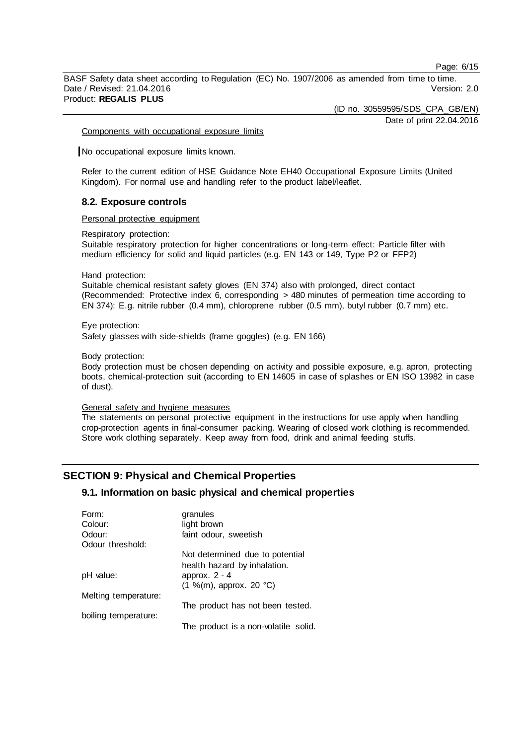Components with occupational exposure limits

No occupational exposure limits known.

Refer to the current edition of HSE Guidance Note EH40 Occupational Exposure Limits (United Kingdom). For normal use and handling refer to the product label/leaflet.

### 8.2. Exposure controls

Personal protective equipment

Respiratory protection:
Suitable respiratory protection for higher concentrations or long-term effect: Particle filter with medium efficiency for solid and liquid particles (e.g. EN 143 or 149, Type P2 or FFP2)

Hand protection:
Suitable chemical resistant safety gloves (EN 374) also with prolonged, direct contact (Recommended: Protective index 6, corresponding > 480 minutes of permeation time according to EN 374): E.g. nitrile rubber (0.4 mm), chloroprene rubber (0.5 mm), butyl rubber (0.7 mm) etc.

Eye protection:
Safety glasses with side-shields (frame goggles) (e.g. EN 166)

Body protection:
Body protection must be chosen depending on activity and possible exposure, e.g. apron, protecting boots, chemical-protection suit (according to EN 14605 in case of splashes or EN ISO 13982 in case of dust).

General safety and hygiene measures
The statements on personal protective equipment in the instructions for use apply when handling crop-protection agents in final-consumer packing. Wearing of closed work clothing is recommended. Store work clothing separately. Keep away from food, drink and animal feeding stuffs.

## SECTION 9: Physical and Chemical Properties

### 9.1. Information on basic physical and chemical properties

| | |
|---|---|
| Form: | granules |
| Colour: | light brown |
| Odour: | faint odour, sweetish |
| Odour threshold: | |
| | Not determined due to potential health hazard by inhalation. |
| pH value: | approx. 2 - 4 |
| | (1 %(m), approx. 20 °C) |
| Melting temperature: | |
| | The product has not been tested. |
| boiling temperature: | |
| | The product is a non-volatile solid. |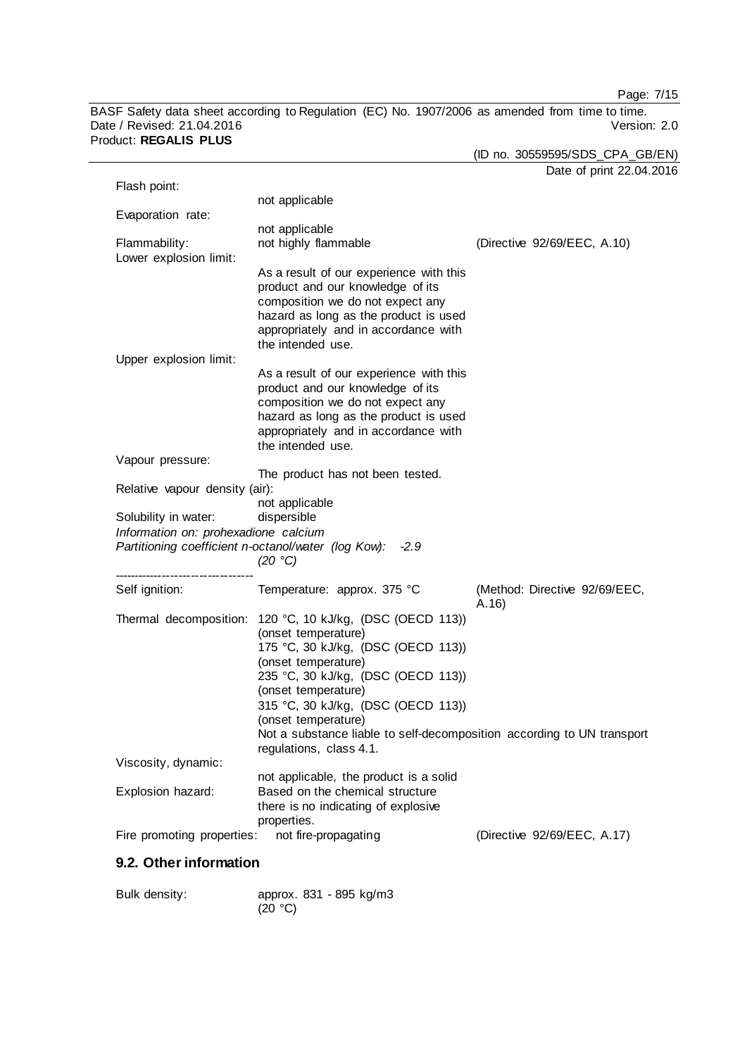| | | |
|---|---|---|
| Flash point: | not applicable | |
| Evaporation rate: | not applicable | |
| Flammability: | not highly flammable | (Directive 92/69/EEC, A.10) |
| Lower explosion limit: | As a result of our experience with this product and our knowledge of its composition we do not expect any hazard as long as the product is used appropriately and in accordance with the intended use. | |
| Upper explosion limit: | As a result of our experience with this product and our knowledge of its composition we do not expect any hazard as long as the product is used appropriately and in accordance with the intended use. | |
| Vapour pressure: | The product has not been tested. | |
| Relative vapour density (air): | not applicable | |
| Solubility in water: | dispersible | |

*Information on: prohexadione calcium*
*Partitioning coefficient n-octanol/water (log Kow): -2.9 (20 °C)*

----------------------------------

| | | |
|---|---|---|
| Self ignition: | Temperature: approx. 375 °C | (Method: Directive 92/69/EEC, A.16) |
| Thermal decomposition: | 120 °C, 10 kJ/kg, (DSC (OECD 113)) (onset temperature)<br>175 °C, 30 kJ/kg, (DSC (OECD 113)) (onset temperature)<br>235 °C, 30 kJ/kg, (DSC (OECD 113)) (onset temperature)<br>315 °C, 30 kJ/kg, (DSC (OECD 113)) (onset temperature)<br>Not a substance liable to self-decomposition according to UN transport regulations, class 4.1. | |
| Viscosity, dynamic: | not applicable, the product is a solid | |
| Explosion hazard: | Based on the chemical structure there is no indicating of explosive properties. | |
| Fire promoting properties: | not fire-propagating | (Directive 92/69/EEC, A.17) |

## 9.2. Other information

| | |
|---|---|
| Bulk density: | approx. 831 - 895 kg/m3 (20 °C) |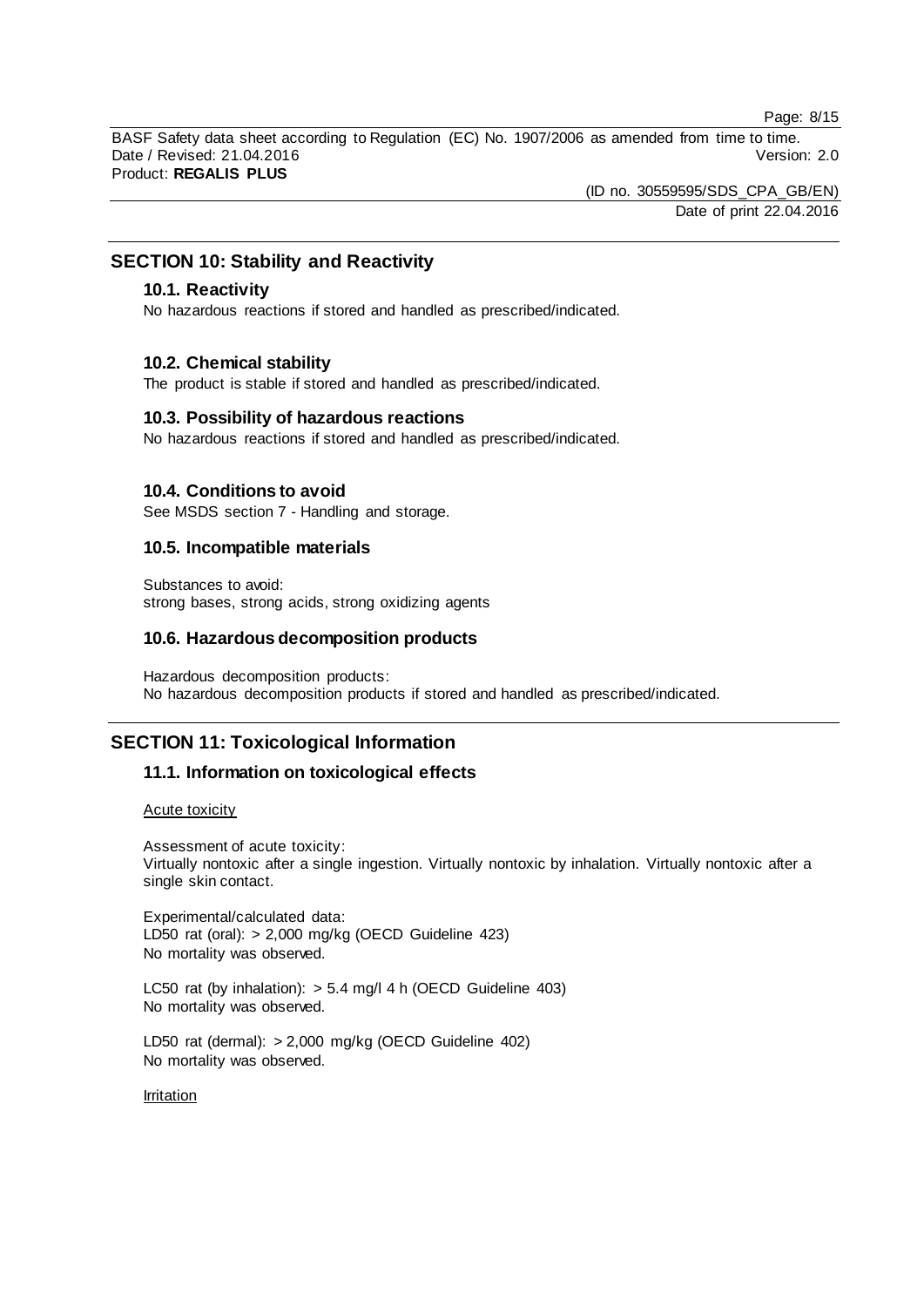## SECTION 10: Stability and Reactivity

### 10.1. Reactivity

No hazardous reactions if stored and handled as prescribed/indicated.

### 10.2. Chemical stability

The product is stable if stored and handled as prescribed/indicated.

### 10.3. Possibility of hazardous reactions

No hazardous reactions if stored and handled as prescribed/indicated.

### 10.4. Conditions to avoid

See MSDS section 7 - Handling and storage.

### 10.5. Incompatible materials

Substances to avoid:
strong bases, strong acids, strong oxidizing agents

### 10.6. Hazardous decomposition products

Hazardous decomposition products:
No hazardous decomposition products if stored and handled as prescribed/indicated.

## SECTION 11: Toxicological Information

### 11.1. Information on toxicological effects

Acute toxicity

Assessment of acute toxicity:
Virtually nontoxic after a single ingestion. Virtually nontoxic by inhalation. Virtually nontoxic after a single skin contact.

Experimental/calculated data:
LD50 rat (oral): > 2,000 mg/kg (OECD Guideline 423)
No mortality was observed.

LC50 rat (by inhalation): > 5.4 mg/l 4 h (OECD Guideline 403)
No mortality was observed.

LD50 rat (dermal): > 2,000 mg/kg (OECD Guideline 402)
No mortality was observed.

Irritation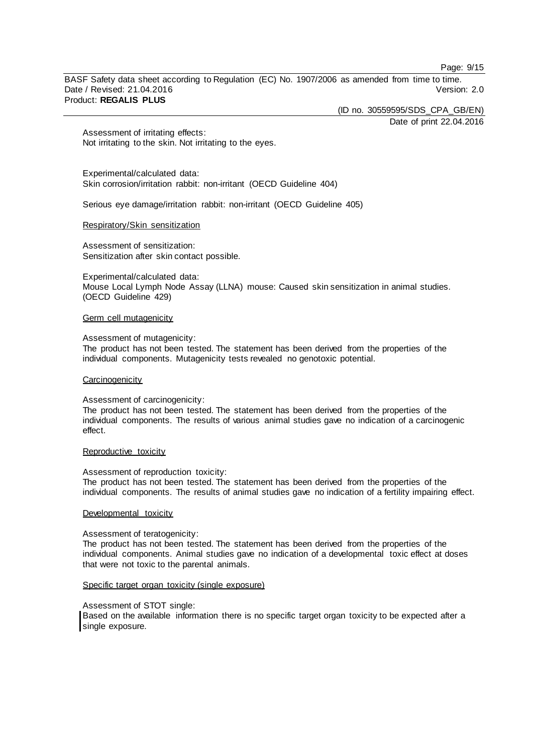Assessment of irritating effects:
Not irritating to the skin. Not irritating to the eyes.

Experimental/calculated data:
Skin corrosion/irritation rabbit: non-irritant (OECD Guideline 404)

Serious eye damage/irritation rabbit: non-irritant (OECD Guideline 405)

### Respiratory/Skin sensitization

Assessment of sensitization:
Sensitization after skin contact possible.

Experimental/calculated data:
Mouse Local Lymph Node Assay (LLNA) mouse: Caused skin sensitization in animal studies. (OECD Guideline 429)

### Germ cell mutagenicity

Assessment of mutagenicity:
The product has not been tested. The statement has been derived from the properties of the individual components. Mutagenicity tests revealed no genotoxic potential.

### Carcinogenicity

Assessment of carcinogenicity:
The product has not been tested. The statement has been derived from the properties of the individual components. The results of various animal studies gave no indication of a carcinogenic effect.

### Reproductive toxicity

Assessment of reproduction toxicity:
The product has not been tested. The statement has been derived from the properties of the individual components. The results of animal studies gave no indication of a fertility impairing effect.

### Developmental toxicity

Assessment of teratogenicity:
The product has not been tested. The statement has been derived from the properties of the individual components. Animal studies gave no indication of a developmental toxic effect at doses that were not toxic to the parental animals.

### Specific target organ toxicity (single exposure)

Assessment of STOT single:
Based on the available information there is no specific target organ toxicity to be expected after a single exposure.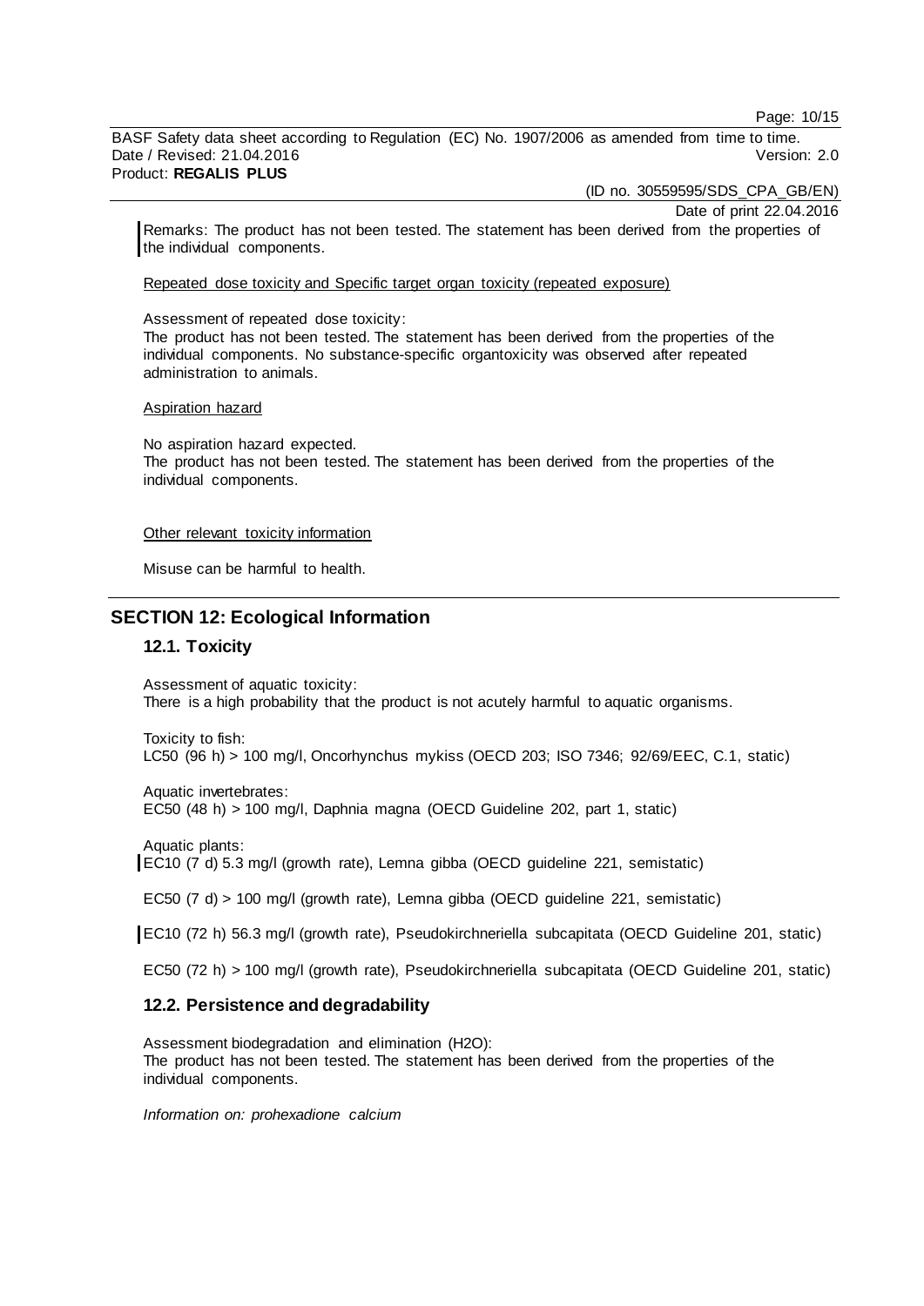Remarks: The product has not been tested. The statement has been derived from the properties of the individual components.

Repeated dose toxicity and Specific target organ toxicity (repeated exposure)

Assessment of repeated dose toxicity:
The product has not been tested. The statement has been derived from the properties of the individual components. No substance-specific organtoxicity was observed after repeated administration to animals.

Aspiration hazard

No aspiration hazard expected.
The product has not been tested. The statement has been derived from the properties of the individual components.

Other relevant toxicity information

Misuse can be harmful to health.

## SECTION 12: Ecological Information

### 12.1. Toxicity

Assessment of aquatic toxicity:
There is a high probability that the product is not acutely harmful to aquatic organisms.

Toxicity to fish:
LC50 (96 h) > 100 mg/l, Oncorhynchus mykiss (OECD 203; ISO 7346; 92/69/EEC, C.1, static)

Aquatic invertebrates:
EC50 (48 h) > 100 mg/l, Daphnia magna (OECD Guideline 202, part 1, static)

Aquatic plants:
EC10 (7 d) 5.3 mg/l (growth rate), Lemna gibba (OECD guideline 221, semistatic)

EC50 (7 d) > 100 mg/l (growth rate), Lemna gibba (OECD guideline 221, semistatic)

EC10 (72 h) 56.3 mg/l (growth rate), Pseudokirchneriella subcapitata (OECD Guideline 201, static)

EC50 (72 h) > 100 mg/l (growth rate), Pseudokirchneriella subcapitata (OECD Guideline 201, static)

### 12.2. Persistence and degradability

Assessment biodegradation and elimination ($H_2O$):
The product has not been tested. The statement has been derived from the properties of the individual components.

*Information on: prohexadione calcium*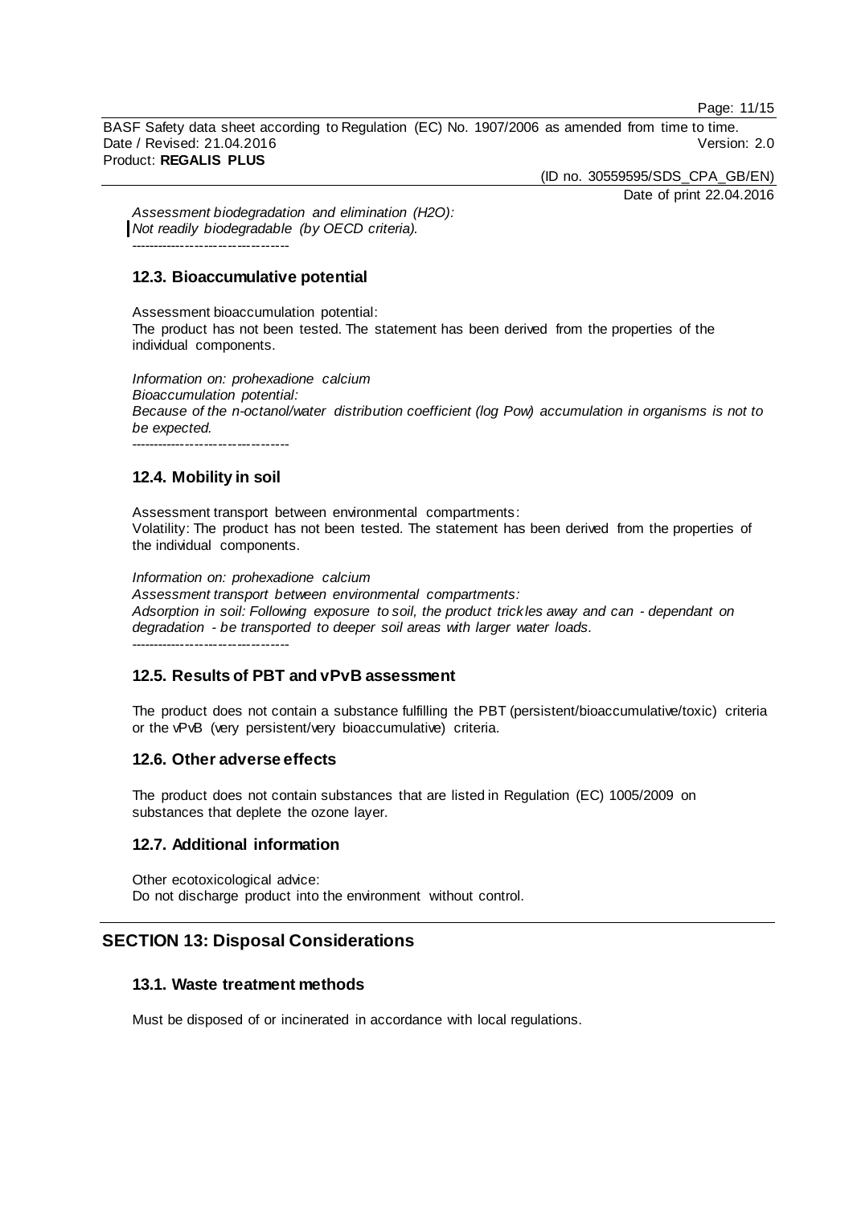*Assessment biodegradation and elimination ($H_2O$):*
*Not readily biodegradable (by OECD criteria).*

----------------------------------

### 12.3. Bioaccumulative potential

Assessment bioaccumulation potential:
The product has not been tested. The statement has been derived from the properties of the individual components.

*Information on: prohexadione calcium*
*Bioaccumulation potential:*
*Because of the n-octanol/water distribution coefficient (log Pow) accumulation in organisms is not to be expected.*

----------------------------------

### 12.4. Mobility in soil

Assessment transport between environmental compartments:
Volatility: The product has not been tested. The statement has been derived from the properties of the individual components.

*Information on: prohexadione calcium*
*Assessment transport between environmental compartments:*
*Adsorption in soil: Following exposure to soil, the product trickles away and can - dependant on degradation - be transported to deeper soil areas with larger water loads.*

----------------------------------

### 12.5. Results of PBT and vPvB assessment

The product does not contain a substance fulfilling the PBT (persistent/bioaccumulative/toxic) criteria or the vPvB (very persistent/very bioaccumulative) criteria.

### 12.6. Other adverse effects

The product does not contain substances that are listed in Regulation (EC) 1005/2009 on substances that deplete the ozone layer.

### 12.7. Additional information

Other ecotoxicological advice:
Do not discharge product into the environment without control.

## SECTION 13: Disposal Considerations

### 13.1. Waste treatment methods

Must be disposed of or incinerated in accordance with local regulations.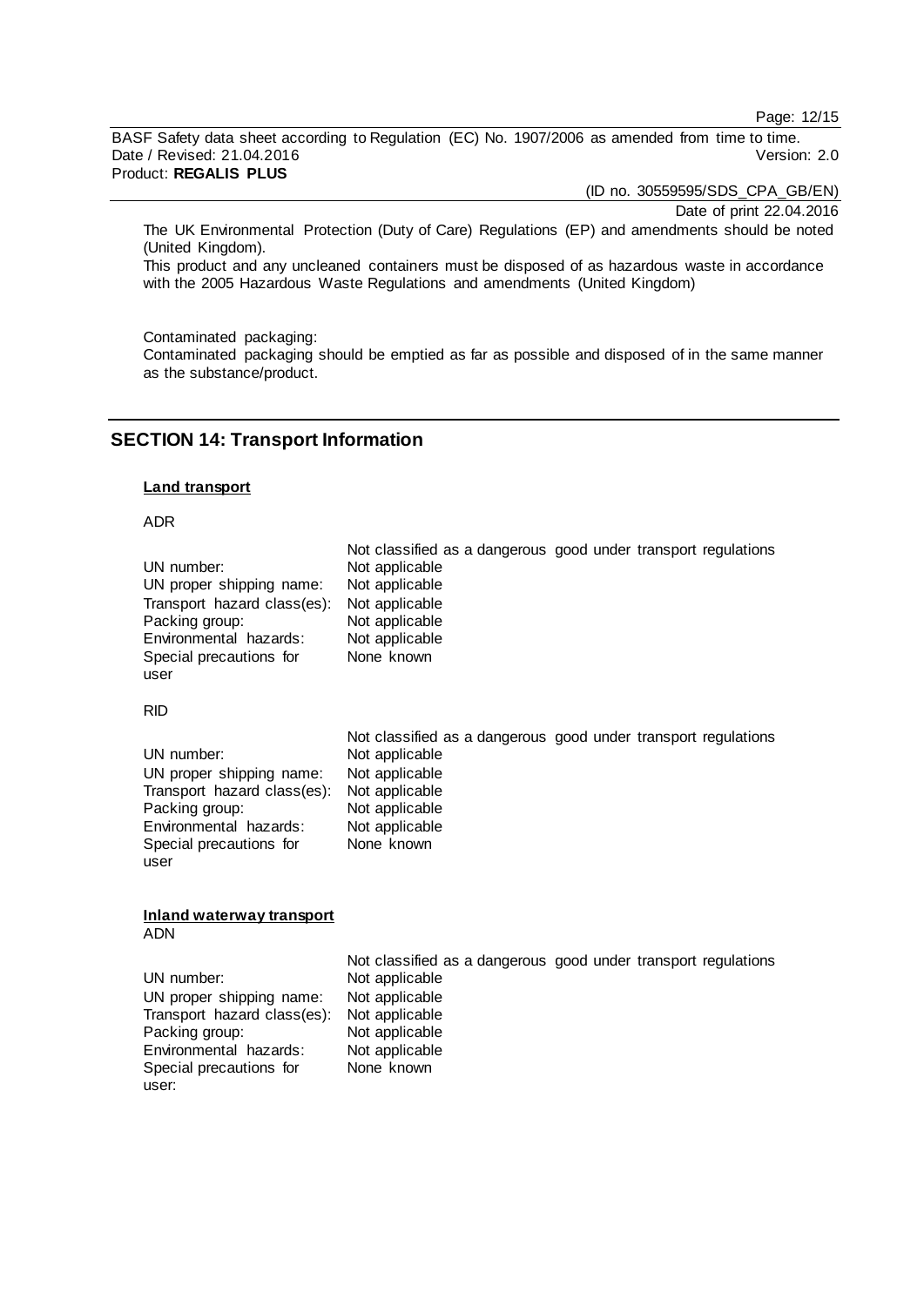The UK Environmental Protection (Duty of Care) Regulations (EP) and amendments should be noted (United Kingdom).
This product and any uncleaned containers must be disposed of as hazardous waste in accordance with the 2005 Hazardous Waste Regulations and amendments (United Kingdom)

Contaminated packaging:
Contaminated packaging should be emptied as far as possible and disposed of in the same manner as the substance/product.

## SECTION 14: Transport Information

**Land transport**

ADR

Not classified as a dangerous good under transport regulations

| | |
|---|---|
| UN number: | Not applicable |
| UN proper shipping name: | Not applicable |
| Transport hazard class(es): | Not applicable |
| Packing group: | Not applicable |
| Environmental hazards: | Not applicable |
| Special precautions for user | None known |

RID

Not classified as a dangerous good under transport regulations

| | |
|---|---|
| UN number: | Not applicable |
| UN proper shipping name: | Not applicable |
| Transport hazard class(es): | Not applicable |
| Packing group: | Not applicable |
| Environmental hazards: | Not applicable |
| Special precautions for user | None known |

**Inland waterway transport**

ADN

Not classified as a dangerous good under transport regulations

| | |
|---|---|
| UN number: | Not applicable |
| UN proper shipping name: | Not applicable |
| Transport hazard class(es): | Not applicable |
| Packing group: | Not applicable |
| Environmental hazards: | Not applicable |
| Special precautions for user: | None known |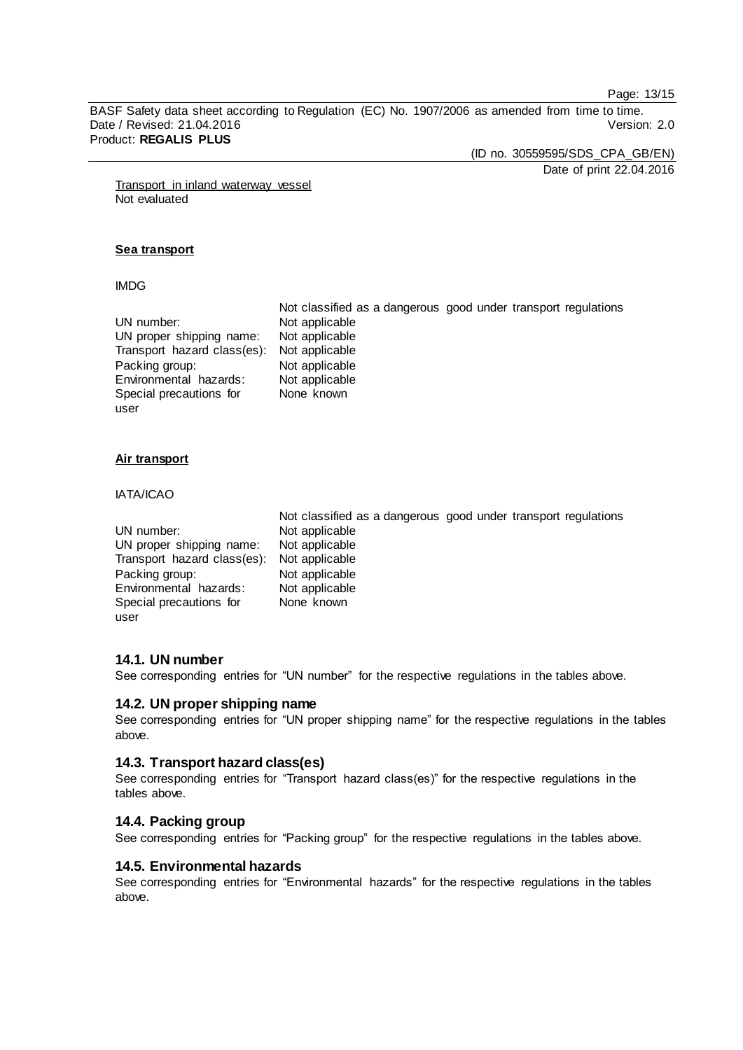Transport in inland waterway vessel
Not evaluated

**Sea transport**

IMDG

Not classified as a dangerous good under transport regulations

| | |
|---|---|
| UN number: | Not applicable |
| UN proper shipping name: | Not applicable |
| Transport hazard class(es): | Not applicable |
| Packing group: | Not applicable |
| Environmental hazards: | Not applicable |
| Special precautions for user | None known |

**Air transport**

IATA/ICAO

Not classified as a dangerous good under transport regulations

| | |
|---|---|
| UN number: | Not applicable |
| UN proper shipping name: | Not applicable |
| Transport hazard class(es): | Not applicable |
| Packing group: | Not applicable |
| Environmental hazards: | Not applicable |
| Special precautions for user | None known |

## 14.1. UN number

See corresponding entries for “UN number” for the respective regulations in the tables above.

## 14.2. UN proper shipping name

See corresponding entries for “UN proper shipping name” for the respective regulations in the tables above.

## 14.3. Transport hazard class(es)

See corresponding entries for “Transport hazard class(es)” for the respective regulations in the tables above.

## 14.4. Packing group

See corresponding entries for “Packing group” for the respective regulations in the tables above.

## 14.5. Environmental hazards

See corresponding entries for “Environmental hazards” for the respective regulations in the tables above.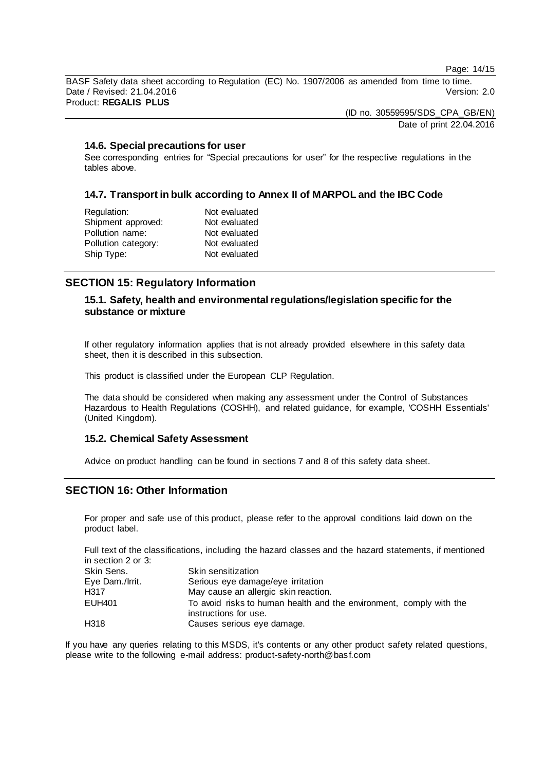### 14.6. Special precautions for user

See corresponding entries for "Special precautions for user" for the respective regulations in the tables above.

### 14.7. Transport in bulk according to Annex II of MARPOL and the IBC Code

| | |
|---|---|
| Regulation: | Not evaluated |
| Shipment approved: | Not evaluated |
| Pollution name: | Not evaluated |
| Pollution category: | Not evaluated |
| Ship Type: | Not evaluated |

## SECTION 15: Regulatory Information

### 15.1. Safety, health and environmental regulations/legislation specific for the substance or mixture

If other regulatory information applies that is not already provided elsewhere in this safety data sheet, then it is described in this subsection.

This product is classified under the European CLP Regulation.

The data should be considered when making any assessment under the Control of Substances Hazardous to Health Regulations (COSHH), and related guidance, for example, 'COSHH Essentials' (United Kingdom).

### 15.2. Chemical Safety Assessment

Advice on product handling can be found in sections 7 and 8 of this safety data sheet.

## SECTION 16: Other Information

For proper and safe use of this product, please refer to the approval conditions laid down on the product label.

Full text of the classifications, including the hazard classes and the hazard statements, if mentioned in section 2 or 3:

| | |
|---|---|
| Skin Sens. | Skin sensitization |
| Eye Dam./Irrit. | Serious eye damage/eye irritation |
| H317 | May cause an allergic skin reaction. |
| EUH401 | To avoid risks to human health and the environment, comply with the instructions for use. |
| H318 | Causes serious eye damage. |

If you have any queries relating to this MSDS, it's contents or any other product safety related questions, please write to the following e-mail address: product-safety-north@basf.com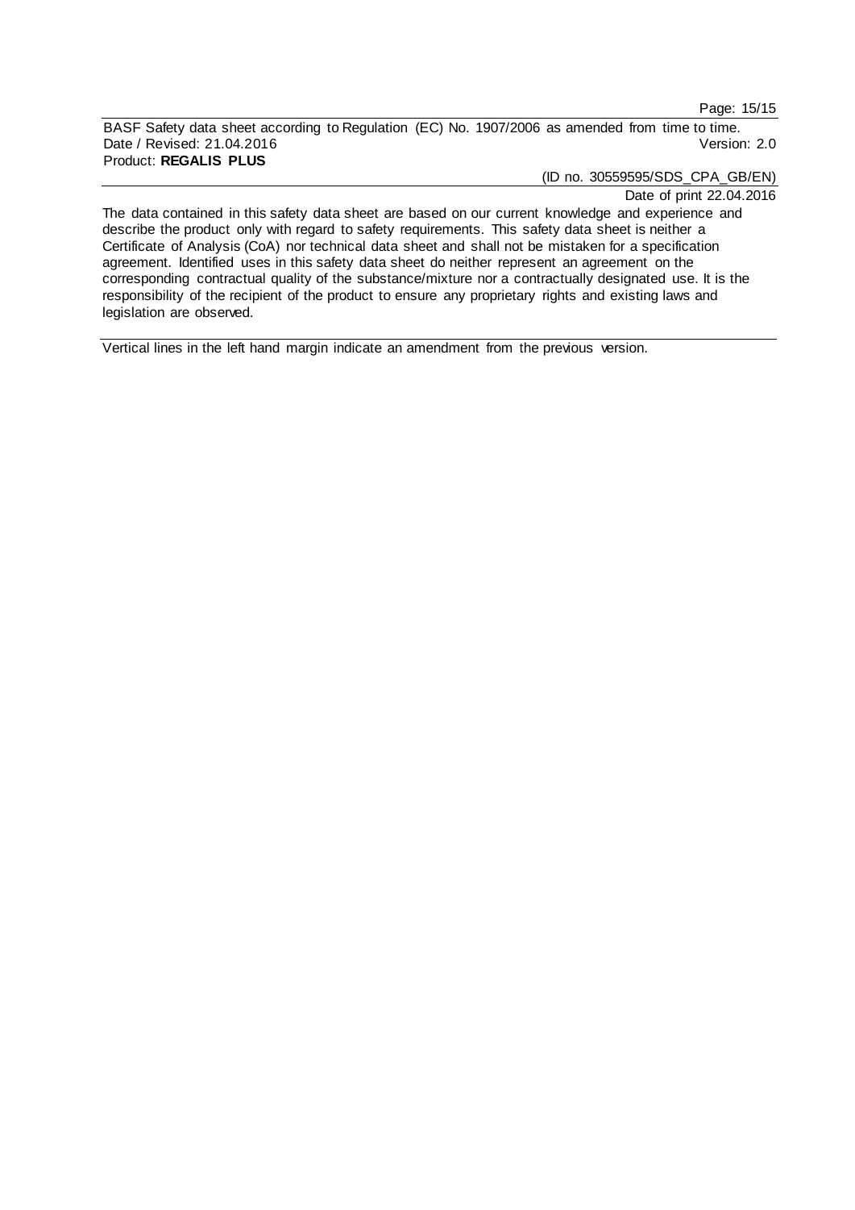The data contained in this safety data sheet are based on our current knowledge and experience and describe the product only with regard to safety requirements. This safety data sheet is neither a Certificate of Analysis (CoA) nor technical data sheet and shall not be mistaken for a specification agreement. Identified uses in this safety data sheet do neither represent an agreement on the corresponding contractual quality of the substance/mixture nor a contractually designated use. It is the responsibility of the recipient of the product to ensure any proprietary rights and existing laws and legislation are observed.

---

Vertical lines in the left hand margin indicate an amendment from the previous version.